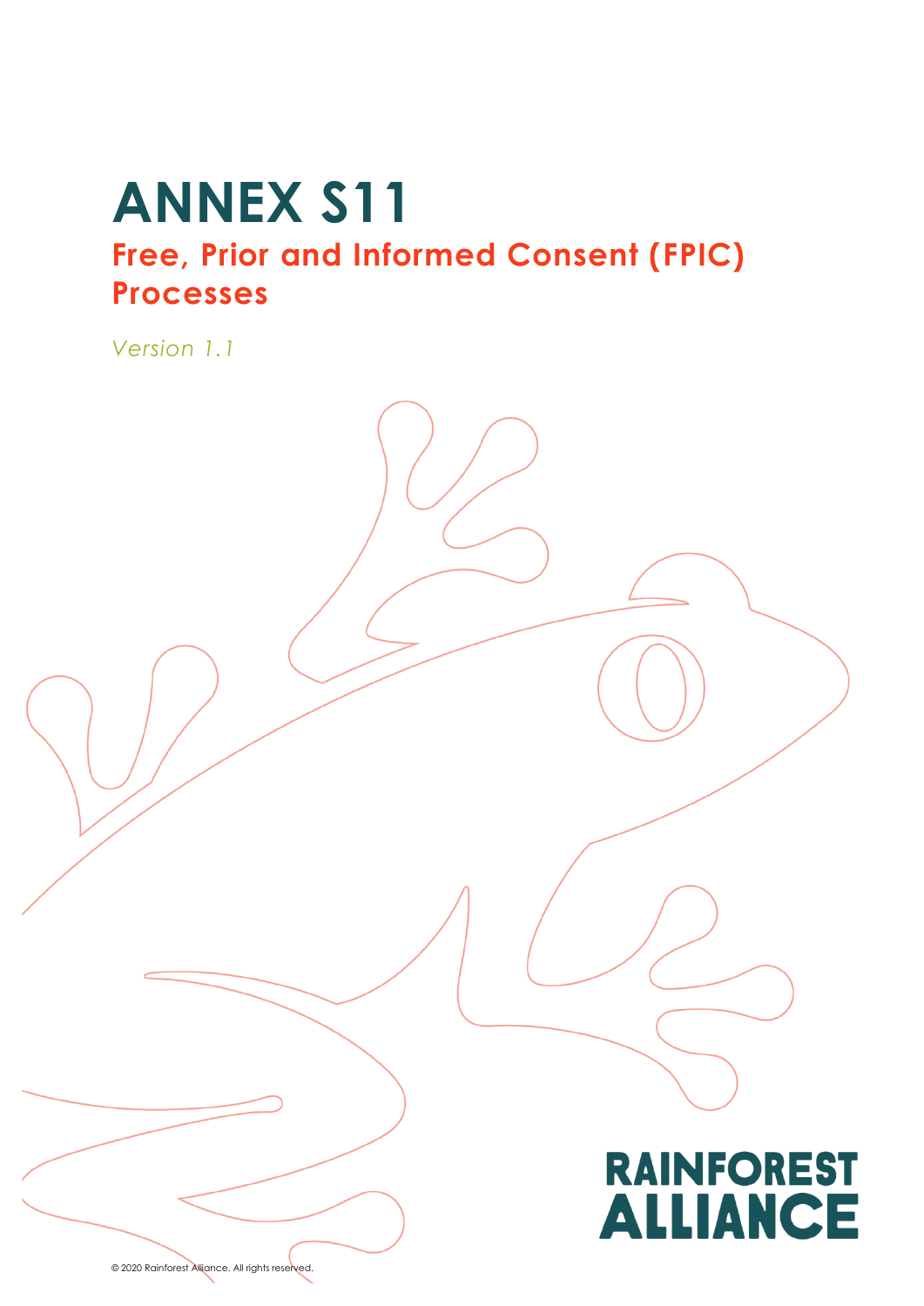# ANNEX S11

## Free, Prior and Informed Consent (FPIC) Processes

*Version 1.1*

RAINFOREST ALLIANCE

© 2020 Rainforest Alliance. All rights reserved.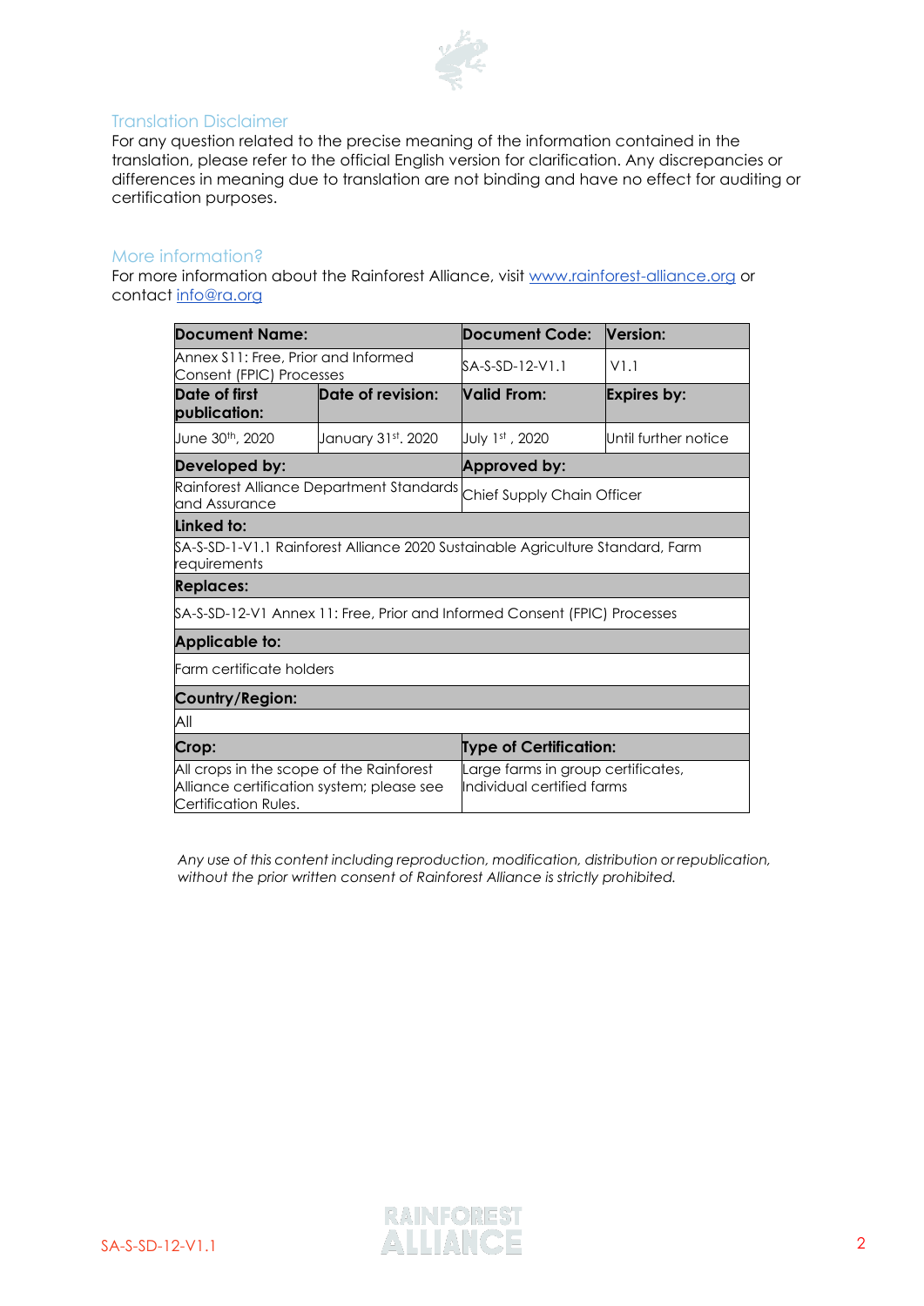## Translation Disclaimer

For any question related to the precise meaning of the information contained in the translation, please refer to the official English version for clarification. Any discrepancies or differences in meaning due to translation are not binding and have no effect for auditing or certification purposes.

## More information?

For more information about the Rainforest Alliance, visit [www.rainforest-alliance.org](www.rainforest-alliance.org) or contact [info@ra.org](mailto:info@ra.org)

| **Document Name:** | | **Document Code:** | **Version:** |
|---|---|---|---|
| Annex S11: Free, Prior and Informed Consent (FPIC) Processes | | SA-S-SD-12-V1.1 | V1.1 |
| **Date of first publication:** | **Date of revision:** | **Valid From:** | **Expires by:** |
| June 30th, 2020 | January 31st. 2020 | July 1st , 2020 | Until further notice |
| **Developed by:** | | **Approved by:** | |
| Rainforest Alliance Department Standards and Assurance | | Chief Supply Chain Officer | |
| **Linked to:** | | | |
| SA-S-SD-1-V1.1 Rainforest Alliance 2020 Sustainable Agriculture Standard, Farm requirements | | | |
| **Replaces:** | | | |
| SA-S-SD-12-V1 Annex 11: Free, Prior and Informed Consent (FPIC) Processes | | | |
| **Applicable to:** | | | |
| Farm certificate holders | | | |
| **Country/Region:** | | | |
| All | | | |
| **Crop:** | | **Type of Certification:** | |
| All crops in the scope of the Rainforest Alliance certification system; please see Certification Rules. | | Large farms in group certificates, Individual certified farms | |

*Any use of this content including reproduction, modification, distribution or republication, without the prior written consent of Rainforest Alliance is strictly prohibited.*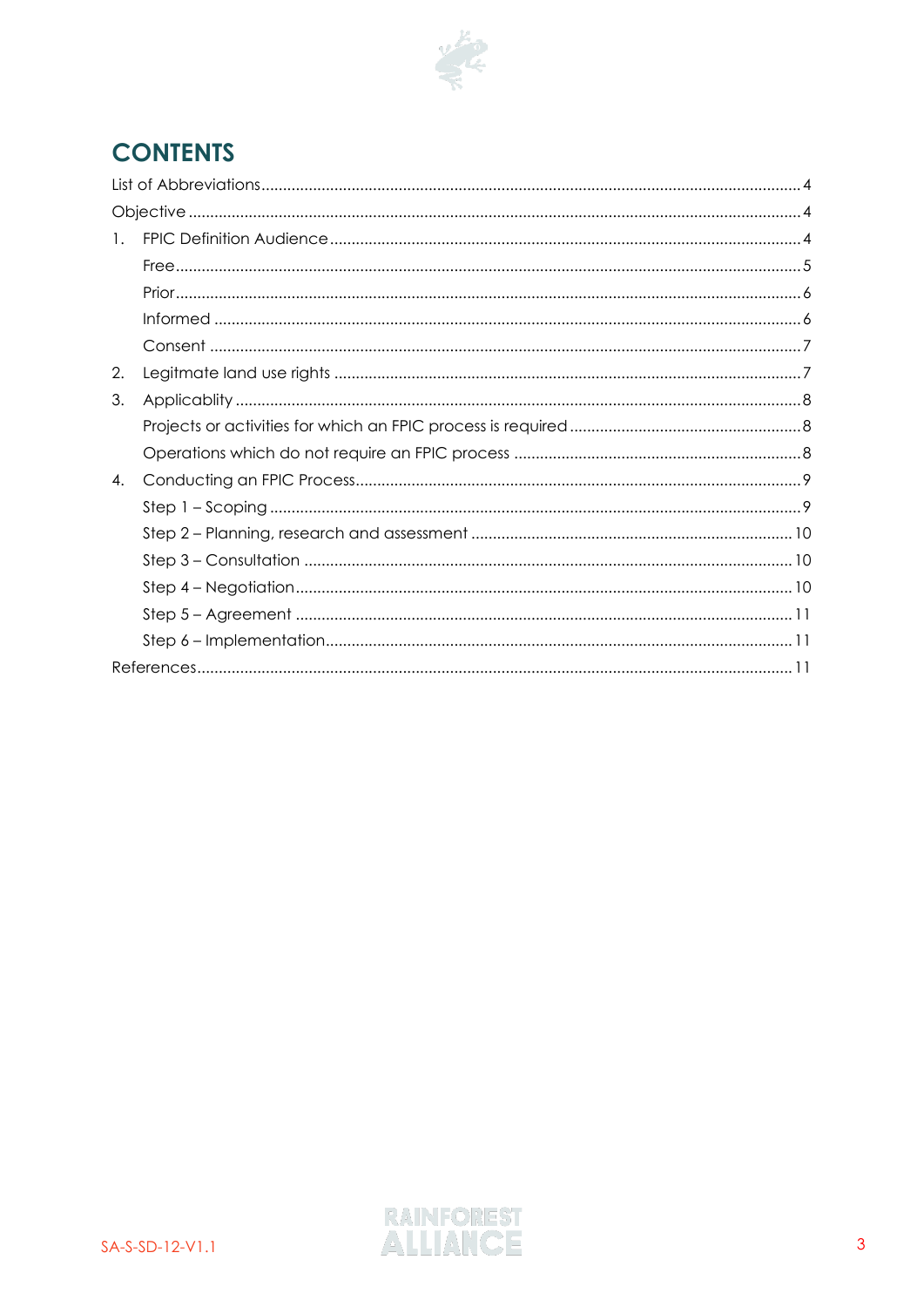# CONTENTS

List of Abbreviations ..... 4

Objective ..... 4

1. FPIC Definition Audience ..... 4
   - Free ..... 5
   - Prior ..... 6
   - Informed ..... 6
   - Consent ..... 7
2. Legitmate land use rights ..... 7
3. Applicablity ..... 8
   - Projects or activities for which an FPIC process is required ..... 8
   - Operations which do not require an FPIC process ..... 8
4. Conducting an FPIC Process ..... 9
   - Step 1 – Scoping ..... 9
   - Step 2 – Planning, research and assessment ..... 10
   - Step 3 – Consultation ..... 10
   - Step 4 – Negotiation ..... 10
   - Step 5 – Agreement ..... 11
   - Step 6 – Implementation ..... 11

References ..... 11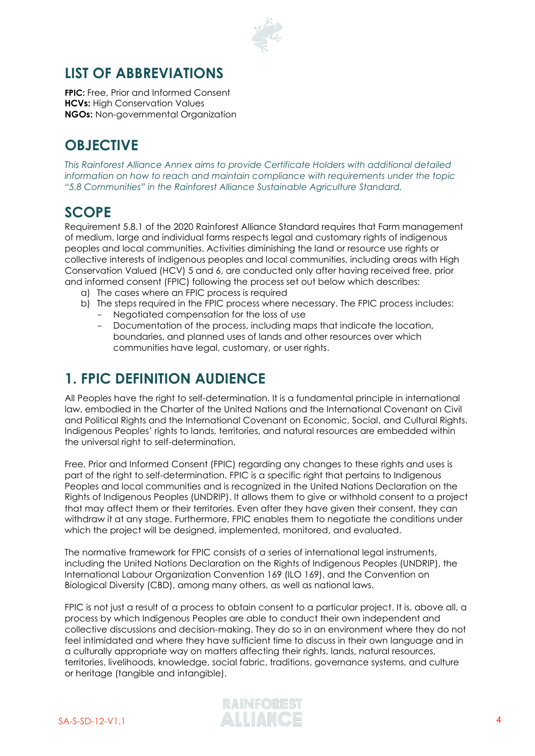## LIST OF ABBREVIATIONS

**FPIC:** Free, Prior and Informed Consent
**HCVs:** High Conservation Values
**NGOs:** Non-governmental Organization

## OBJECTIVE

*This Rainforest Alliance Annex aims to provide Certificate Holders with additional detailed information on how to reach and maintain compliance with requirements under the topic "5.8 Communities" in the Rainforest Alliance Sustainable Agriculture Standard.*

## SCOPE

Requirement 5.8.1 of the 2020 Rainforest Alliance Standard requires that Farm management of medium, large and individual farms respects legal and customary rights of indigenous peoples and local communities. Activities diminishing the land or resource use rights or collective interests of indigenous peoples and local communities, including areas with High Conservation Valued (HCV) 5 and 6, are conducted only after having received free, prior and informed consent (FPIC) following the process set out below which describes:

a) The cases where an FPIC process is required
b) The steps required in the FPIC process where necessary. The FPIC process includes:
   - Negotiated compensation for the loss of use
   - Documentation of the process, including maps that indicate the location, boundaries, and planned uses of lands and other resources over which communities have legal, customary, or user rights.

## 1. FPIC DEFINITION AUDIENCE

All Peoples have the right to self-determination. It is a fundamental principle in international law, embodied in the Charter of the United Nations and the International Covenant on Civil and Political Rights and the International Covenant on Economic, Social, and Cultural Rights. Indigenous Peoples' rights to lands, territories, and natural resources are embedded within the universal right to self-determination.

Free, Prior and Informed Consent (FPIC) regarding any changes to these rights and uses is part of the right to self-determination. FPIC is a specific right that pertains to Indigenous Peoples and local communities and is recognized in the United Nations Declaration on the Rights of Indigenous Peoples (UNDRIP). It allows them to give or withhold consent to a project that may affect them or their territories. Even after they have given their consent, they can withdraw it at any stage. Furthermore, FPIC enables them to negotiate the conditions under which the project will be designed, implemented, monitored, and evaluated.

The normative framework for FPIC consists of a series of international legal instruments, including the United Nations Declaration on the Rights of Indigenous Peoples (UNDRIP), the International Labour Organization Convention 169 (ILO 169), and the Convention on Biological Diversity (CBD), among many others, as well as national laws.

FPIC is not just a result of a process to obtain consent to a particular project. It is, above all, a process by which Indigenous Peoples are able to conduct their own independent and collective discussions and decision-making. They do so in an environment where they do not feel intimidated and where they have sufficient time to discuss in their own language and in a culturally appropriate way on matters affecting their rights, lands, natural resources, territories, livelihoods, knowledge, social fabric, traditions, governance systems, and culture or heritage (tangible and intangible).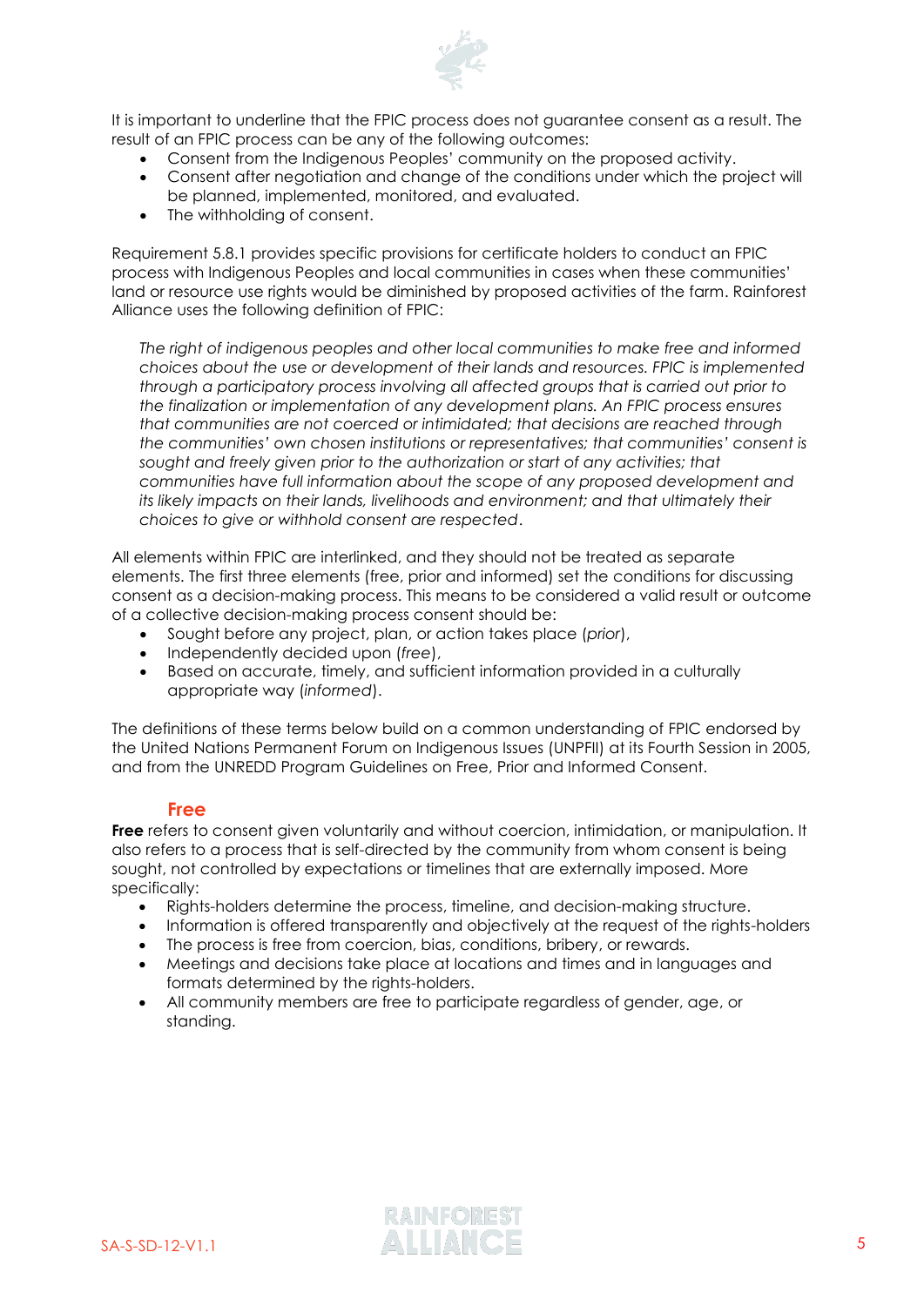It is important to underline that the FPIC process does not guarantee consent as a result. The result of an FPIC process can be any of the following outcomes:

- Consent from the Indigenous Peoples' community on the proposed activity.
- Consent after negotiation and change of the conditions under which the project will be planned, implemented, monitored, and evaluated.
- The withholding of consent.

Requirement 5.8.1 provides specific provisions for certificate holders to conduct an FPIC process with Indigenous Peoples and local communities in cases when these communities' land or resource use rights would be diminished by proposed activities of the farm. Rainforest Alliance uses the following definition of FPIC:

> *The right of indigenous peoples and other local communities to make free and informed choices about the use or development of their lands and resources. FPIC is implemented through a participatory process involving all affected groups that is carried out prior to the finalization or implementation of any development plans. An FPIC process ensures that communities are not coerced or intimidated; that decisions are reached through the communities' own chosen institutions or representatives; that communities' consent is sought and freely given prior to the authorization or start of any activities; that communities have full information about the scope of any proposed development and its likely impacts on their lands, livelihoods and environment; and that ultimately their choices to give or withhold consent are respected.*

All elements within FPIC are interlinked, and they should not be treated as separate elements. The first three elements (free, prior and informed) set the conditions for discussing consent as a decision-making process. This means to be considered a valid result or outcome of a collective decision-making process consent should be:

- Sought before any project, plan, or action takes place (*prior*),
- Independently decided upon (*free*),
- Based on accurate, timely, and sufficient information provided in a culturally appropriate way (*informed*).

The definitions of these terms below build on a common understanding of FPIC endorsed by the United Nations Permanent Forum on Indigenous Issues (UNPFII) at its Fourth Session in 2005, and from the UNREDD Program Guidelines on Free, Prior and Informed Consent.

### Free

**Free** refers to consent given voluntarily and without coercion, intimidation, or manipulation. It also refers to a process that is self-directed by the community from whom consent is being sought, not controlled by expectations or timelines that are externally imposed. More specifically:

- Rights-holders determine the process, timeline, and decision-making structure.
- Information is offered transparently and objectively at the request of the rights-holders
- The process is free from coercion, bias, conditions, bribery, or rewards.
- Meetings and decisions take place at locations and times and in languages and formats determined by the rights-holders.
- All community members are free to participate regardless of gender, age, or standing.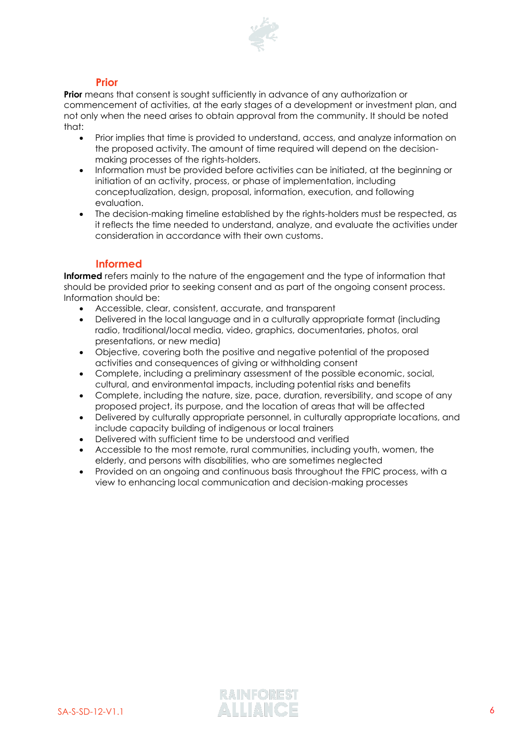## Prior

**Prior** means that consent is sought sufficiently in advance of any authorization or commencement of activities, at the early stages of a development or investment plan, and not only when the need arises to obtain approval from the community. It should be noted that:

- Prior implies that time is provided to understand, access, and analyze information on the proposed activity. The amount of time required will depend on the decision-making processes of the rights-holders.
- Information must be provided before activities can be initiated, at the beginning or initiation of an activity, process, or phase of implementation, including conceptualization, design, proposal, information, execution, and following evaluation.
- The decision-making timeline established by the rights-holders must be respected, as it reflects the time needed to understand, analyze, and evaluate the activities under consideration in accordance with their own customs.

## Informed

**Informed** refers mainly to the nature of the engagement and the type of information that should be provided prior to seeking consent and as part of the ongoing consent process. Information should be:

- Accessible, clear, consistent, accurate, and transparent
- Delivered in the local language and in a culturally appropriate format (including radio, traditional/local media, video, graphics, documentaries, photos, oral presentations, or new media)
- Objective, covering both the positive and negative potential of the proposed activities and consequences of giving or withholding consent
- Complete, including a preliminary assessment of the possible economic, social, cultural, and environmental impacts, including potential risks and benefits
- Complete, including the nature, size, pace, duration, reversibility, and scope of any proposed project, its purpose, and the location of areas that will be affected
- Delivered by culturally appropriate personnel, in culturally appropriate locations, and include capacity building of indigenous or local trainers
- Delivered with sufficient time to be understood and verified
- Accessible to the most remote, rural communities, including youth, women, the elderly, and persons with disabilities, who are sometimes neglected
- Provided on an ongoing and continuous basis throughout the FPIC process, with a view to enhancing local communication and decision-making processes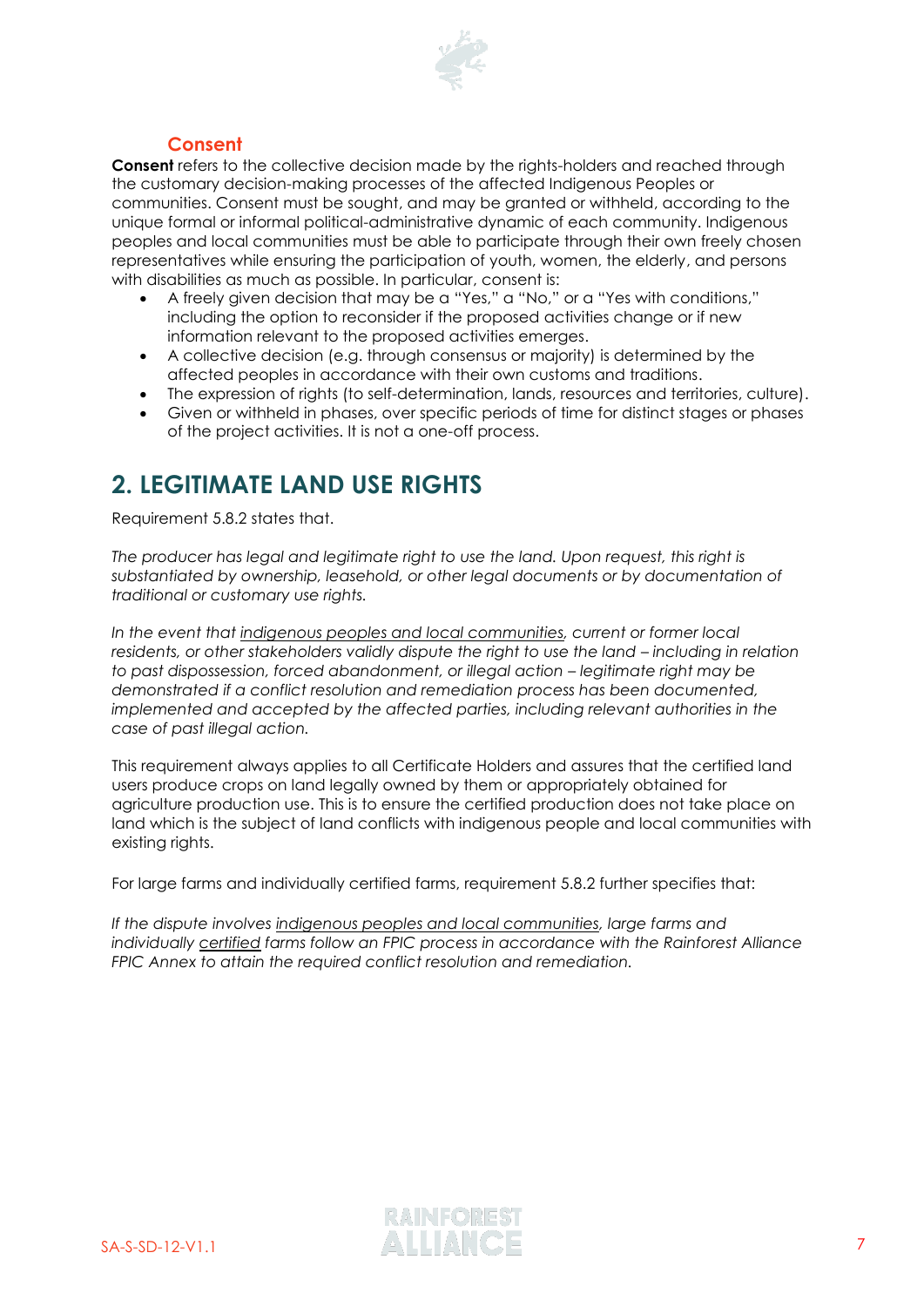### Consent

**Consent** refers to the collective decision made by the rights-holders and reached through the customary decision-making processes of the affected Indigenous Peoples or communities. Consent must be sought, and may be granted or withheld, according to the unique formal or informal political-administrative dynamic of each community. Indigenous peoples and local communities must be able to participate through their own freely chosen representatives while ensuring the participation of youth, women, the elderly, and persons with disabilities as much as possible. In particular, consent is:

- A freely given decision that may be a "Yes," a "No," or a "Yes with conditions," including the option to reconsider if the proposed activities change or if new information relevant to the proposed activities emerges.
- A collective decision (e.g. through consensus or majority) is determined by the affected peoples in accordance with their own customs and traditions.
- The expression of rights (to self-determination, lands, resources and territories, culture).
- Given or withheld in phases, over specific periods of time for distinct stages or phases of the project activities. It is not a one-off process.

## 2. LEGITIMATE LAND USE RIGHTS

Requirement 5.8.2 states that.

*The producer has legal and legitimate right to use the land. Upon request, this right is substantiated by ownership, leasehold, or other legal documents or by documentation of traditional or customary use rights.*

*In the event that indigenous peoples and local communities, current or former local residents, or other stakeholders validly dispute the right to use the land – including in relation to past dispossession, forced abandonment, or illegal action – legitimate right may be demonstrated if a conflict resolution and remediation process has been documented, implemented and accepted by the affected parties, including relevant authorities in the case of past illegal action.*

This requirement always applies to all Certificate Holders and assures that the certified land users produce crops on land legally owned by them or appropriately obtained for agriculture production use. This is to ensure the certified production does not take place on land which is the subject of land conflicts with indigenous people and local communities with existing rights.

For large farms and individually certified farms, requirement 5.8.2 further specifies that:

*If the dispute involves indigenous peoples and local communities, large farms and individually certified farms follow an FPIC process in accordance with the Rainforest Alliance FPIC Annex to attain the required conflict resolution and remediation.*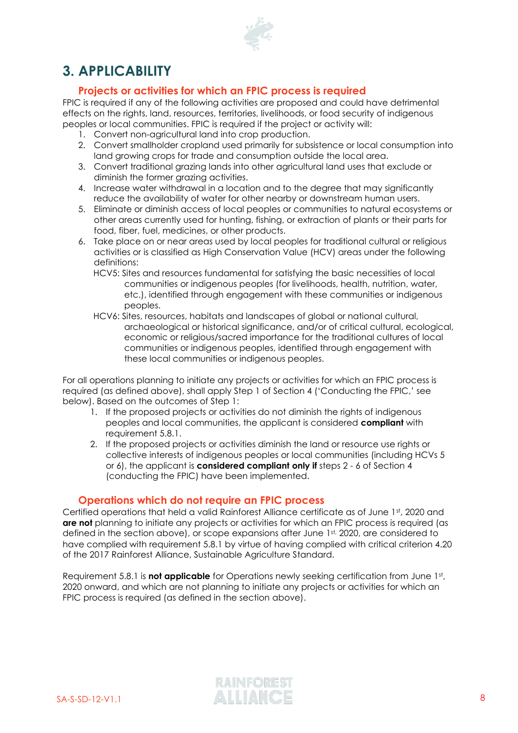# 3. APPLICABILITY

## Projects or activities for which an FPIC process is required

FPIC is required if any of the following activities are proposed and could have detrimental effects on the rights, land, resources, territories, livelihoods, or food security of indigenous peoples or local communities. FPIC is required if the project or activity will:

1. Convert non-agricultural land into crop production.
2. Convert smallholder cropland used primarily for subsistence or local consumption into land growing crops for trade and consumption outside the local area.
3. Convert traditional grazing lands into other agricultural land uses that exclude or diminish the former grazing activities.
4. Increase water withdrawal in a location and to the degree that may significantly reduce the availability of water for other nearby or downstream human users.
5. Eliminate or diminish access of local peoples or communities to natural ecosystems or other areas currently used for hunting, fishing, or extraction of plants or their parts for food, fiber, fuel, medicines, or other products.
6. Take place on or near areas used by local peoples for traditional cultural or religious activities or is classified as High Conservation Value (HCV) areas under the following definitions:

   HCV5: Sites and resources fundamental for satisfying the basic necessities of local communities or indigenous peoples (for livelihoods, health, nutrition, water, etc.), identified through engagement with these communities or indigenous peoples.

   HCV6: Sites, resources, habitats and landscapes of global or national cultural, archaeological or historical significance, and/or of critical cultural, ecological, economic or religious/sacred importance for the traditional cultures of local communities or indigenous peoples, identified through engagement with these local communities or indigenous peoples.

For all operations planning to initiate any projects or activities for which an FPIC process is required (as defined above), shall apply Step 1 of Section 4 ('Conducting the FPIC,' see below). Based on the outcomes of Step 1:

1. If the proposed projects or activities do not diminish the rights of indigenous peoples and local communities, the applicant is considered **compliant** with requirement 5.8.1.
2. If the proposed projects or activities diminish the land or resource use rights or collective interests of indigenous peoples or local communities (including HCVs 5 or 6), the applicant is **considered compliant only if** steps 2 - 6 of Section 4 (conducting the FPIC) have been implemented.

## Operations which do not require an FPIC process

Certified operations that held a valid Rainforest Alliance certificate as of June 1st, 2020 and **are not** planning to initiate any projects or activities for which an FPIC process is required (as defined in the section above), or scope expansions after June 1st, 2020, are considered to have complied with requirement 5.8.1 by virtue of having complied with critical criterion 4.20 of the 2017 Rainforest Alliance, Sustainable Agriculture Standard.

Requirement 5.8.1 is **not applicable** for Operations newly seeking certification from June 1st, 2020 onward, and which are not planning to initiate any projects or activities for which an FPIC process is required (as defined in the section above).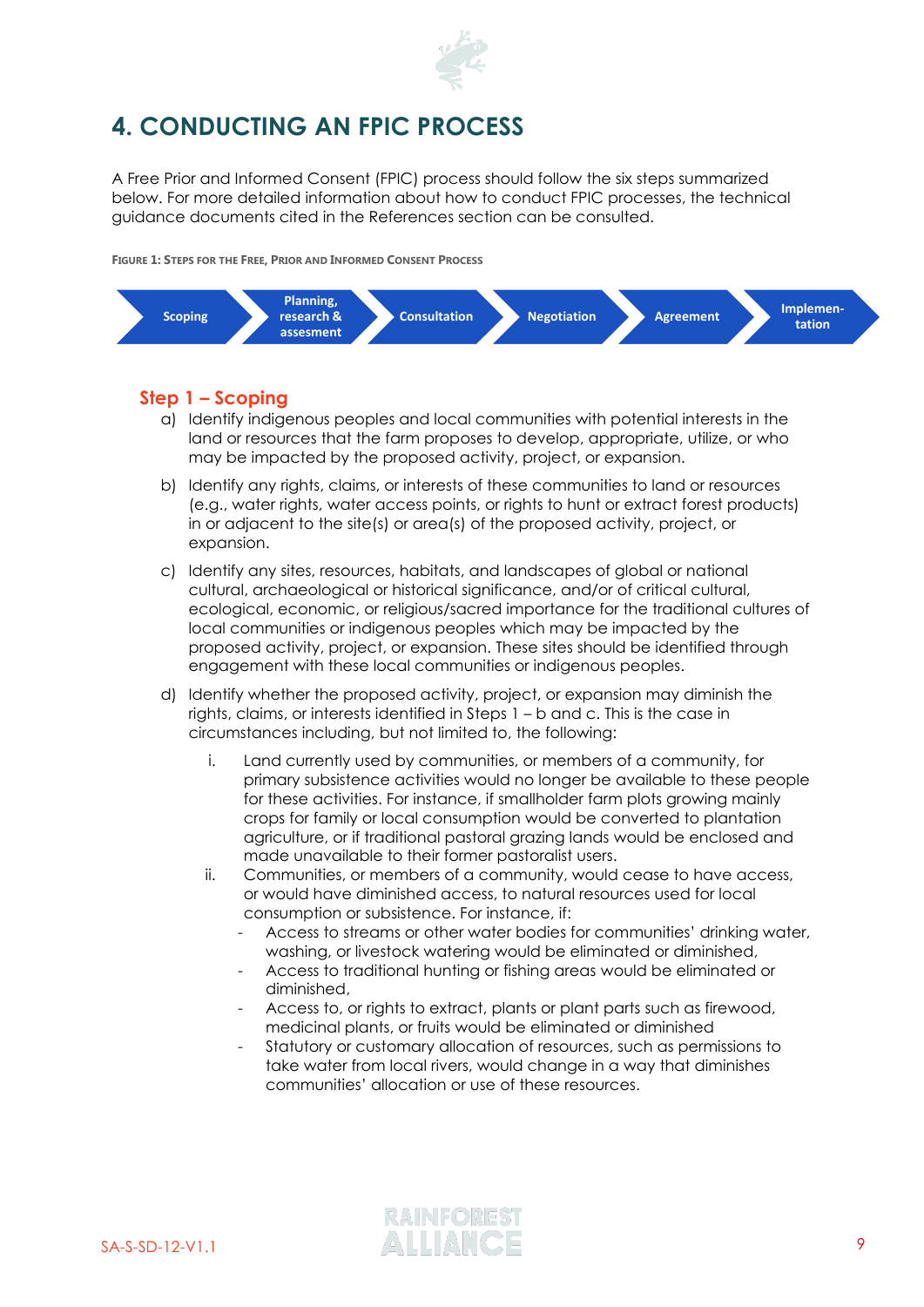# 4. CONDUCTING AN FPIC PROCESS

A Free Prior and Informed Consent (FPIC) process should follow the six steps summarized below. For more detailed information about how to conduct FPIC processes, the technical guidance documents cited in the References section can be consulted.

FIGURE 1: STEPS FOR THE FREE, PRIOR AND INFORMED CONSENT PROCESS

Scoping → Planning, research & assesment → Consultation → Negotiation → Agreement → Implementation

## Step 1 – Scoping

a) Identify indigenous peoples and local communities with potential interests in the land or resources that the farm proposes to develop, appropriate, utilize, or who may be impacted by the proposed activity, project, or expansion.

b) Identify any rights, claims, or interests of these communities to land or resources (e.g., water rights, water access points, or rights to hunt or extract forest products) in or adjacent to the site(s) or area(s) of the proposed activity, project, or expansion.

c) Identify any sites, resources, habitats, and landscapes of global or national cultural, archaeological or historical significance, and/or of critical cultural, ecological, economic, or religious/sacred importance for the traditional cultures of local communities or indigenous peoples which may be impacted by the proposed activity, project, or expansion. These sites should be identified through engagement with these local communities or indigenous peoples.

d) Identify whether the proposed activity, project, or expansion may diminish the rights, claims, or interests identified in Steps 1 – b and c. This is the case in circumstances including, but not limited to, the following:

   i. Land currently used by communities, or members of a community, for primary subsistence activities would no longer be available to these people for these activities. For instance, if smallholder farm plots growing mainly crops for family or local consumption would be converted to plantation agriculture, or if traditional pastoral grazing lands would be enclosed and made unavailable to their former pastoralist users.

   ii. Communities, or members of a community, would cease to have access, or would have diminished access, to natural resources used for local consumption or subsistence. For instance, if:
      - Access to streams or other water bodies for communities' drinking water, washing, or livestock watering would be eliminated or diminished,
      - Access to traditional hunting or fishing areas would be eliminated or diminished,
      - Access to, or rights to extract, plants or plant parts such as firewood, medicinal plants, or fruits would be eliminated or diminished
      - Statutory or customary allocation of resources, such as permissions to take water from local rivers, would change in a way that diminishes communities' allocation or use of these resources.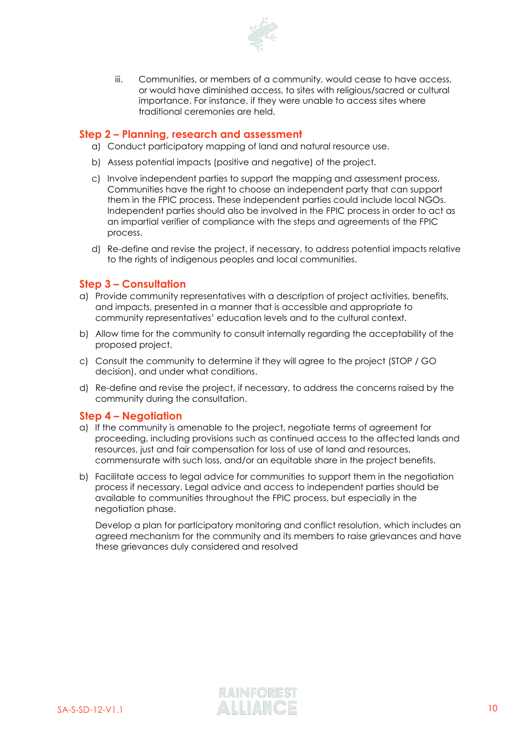iii. Communities, or members of a community, would cease to have access, or would have diminished access, to sites with religious/sacred or cultural importance. For instance, if they were unable to access sites where traditional ceremonies are held.

## Step 2 – Planning, research and assessment

a) Conduct participatory mapping of land and natural resource use.

b) Assess potential impacts (positive and negative) of the project.

c) Involve independent parties to support the mapping and assessment process. Communities have the right to choose an independent party that can support them in the FPIC process. These independent parties could include local NGOs. Independent parties should also be involved in the FPIC process in order to act as an impartial verifier of compliance with the steps and agreements of the FPIC process.

d) Re-define and revise the project, if necessary, to address potential impacts relative to the rights of indigenous peoples and local communities.

## Step 3 – Consultation

a) Provide community representatives with a description of project activities, benefits, and impacts, presented in a manner that is accessible and appropriate to community representatives' education levels and to the cultural context.

b) Allow time for the community to consult internally regarding the acceptability of the proposed project.

c) Consult the community to determine if they will agree to the project (STOP / GO decision), and under what conditions.

d) Re-define and revise the project, if necessary, to address the concerns raised by the community during the consultation.

## Step 4 – Negotiation

a) If the community is amenable to the project, negotiate terms of agreement for proceeding, including provisions such as continued access to the affected lands and resources, just and fair compensation for loss of use of land and resources, commensurate with such loss, and/or an equitable share in the project benefits.

b) Facilitate access to legal advice for communities to support them in the negotiation process if necessary. Legal advice and access to independent parties should be available to communities throughout the FPIC process, but especially in the negotiation phase.

Develop a plan for participatory monitoring and conflict resolution, which includes an agreed mechanism for the community and its members to raise grievances and have these grievances duly considered and resolved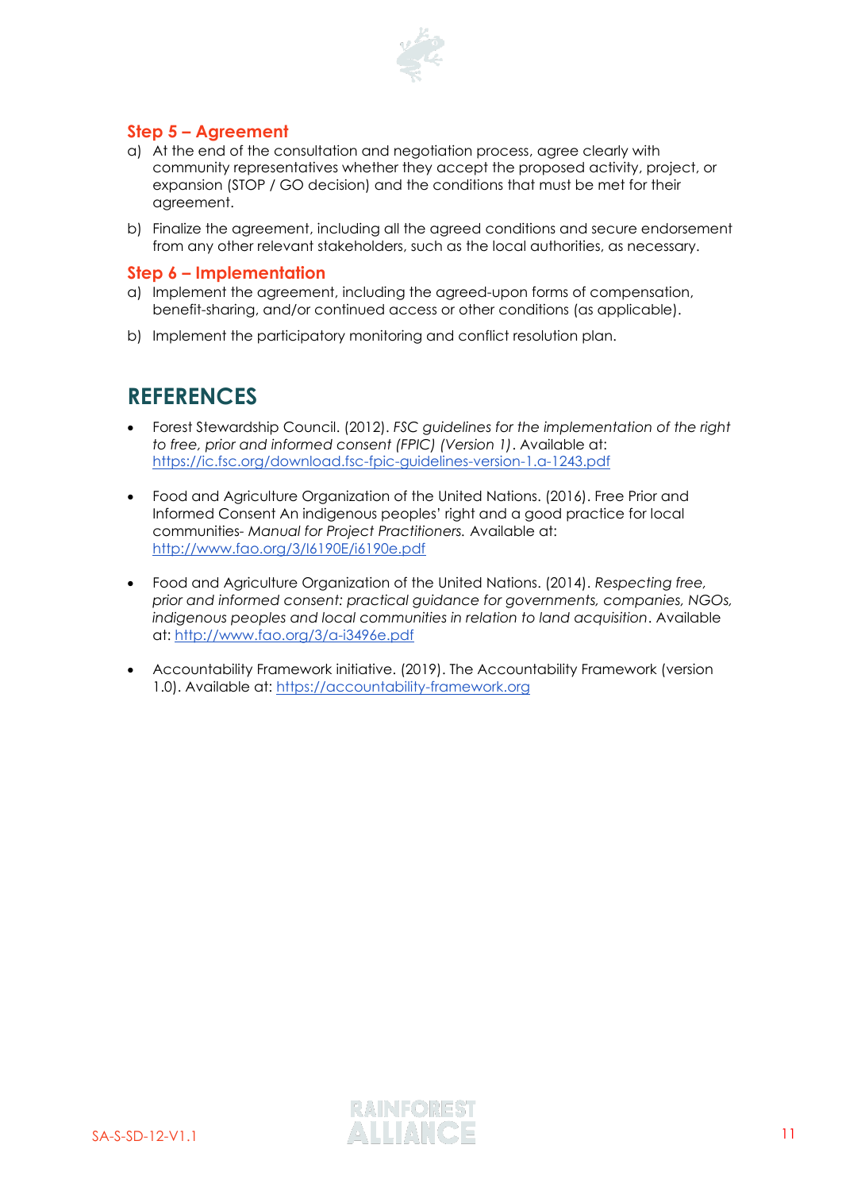### Step 5 – Agreement

a) At the end of the consultation and negotiation process, agree clearly with community representatives whether they accept the proposed activity, project, or expansion (STOP / GO decision) and the conditions that must be met for their agreement.

b) Finalize the agreement, including all the agreed conditions and secure endorsement from any other relevant stakeholders, such as the local authorities, as necessary.

### Step 6 – Implementation

a) Implement the agreement, including the agreed-upon forms of compensation, benefit-sharing, and/or continued access or other conditions (as applicable).

b) Implement the participatory monitoring and conflict resolution plan.

## REFERENCES

- Forest Stewardship Council. (2012). *FSC guidelines for the implementation of the right to free, prior and informed consent (FPIC) (Version 1)*. Available at: https://ic.fsc.org/download.fsc-fpic-guidelines-version-1.a-1243.pdf

- Food and Agriculture Organization of the United Nations. (2016). Free Prior and Informed Consent An indigenous peoples' right and a good practice for local communities- *Manual for Project Practitioners.* Available at: http://www.fao.org/3/I6190E/i6190e.pdf

- Food and Agriculture Organization of the United Nations. (2014). *Respecting free, prior and informed consent: practical guidance for governments, companies, NGOs, indigenous peoples and local communities in relation to land acquisition*. Available at: http://www.fao.org/3/a-i3496e.pdf

- Accountability Framework initiative. (2019). The Accountability Framework (version 1.0). Available at: https://accountability-framework.org